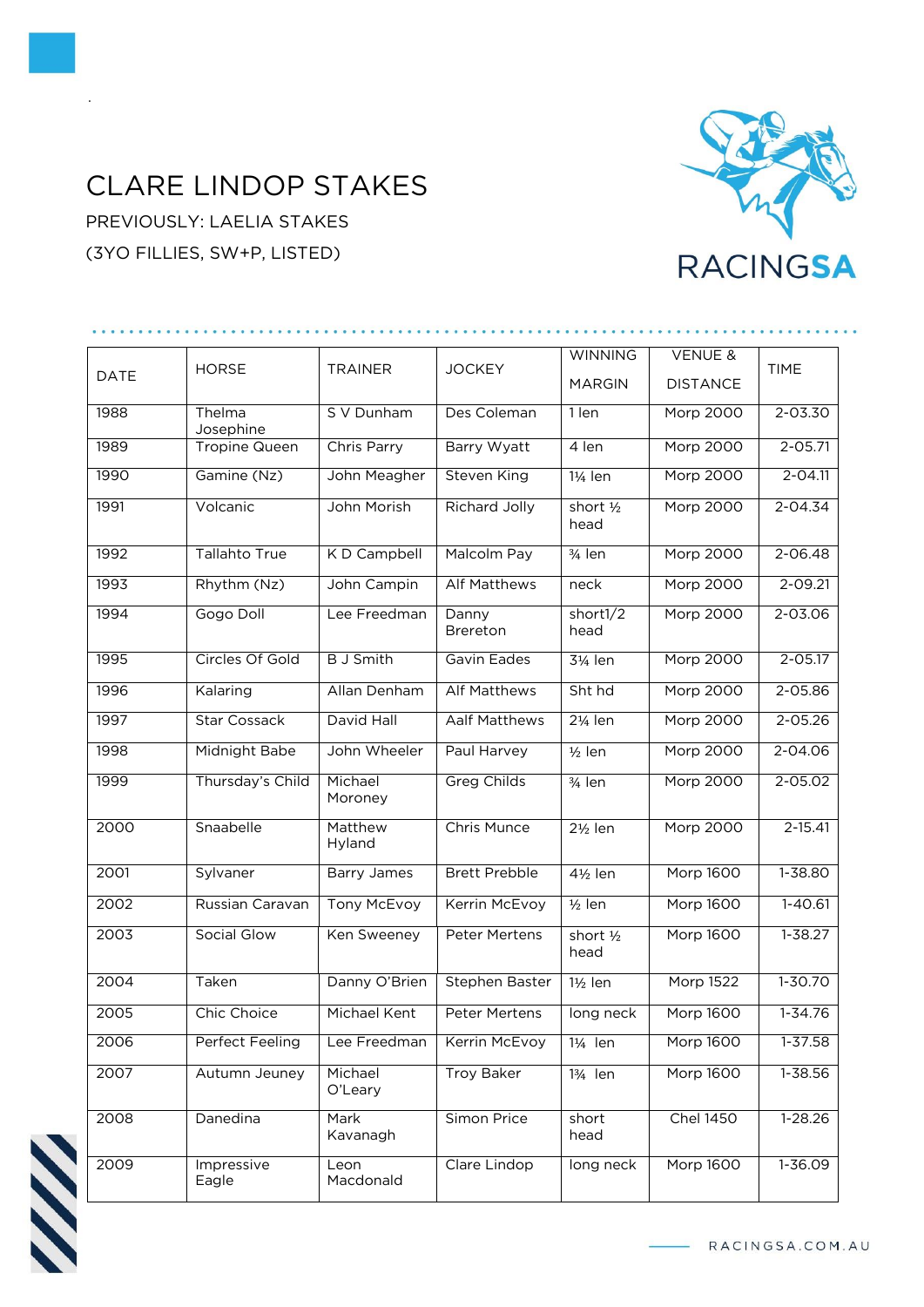# CLARE LINDOP STAKES

PREVIOUSLY: LAELIA STAKES

(3YO FILLIES, SW+P, LISTED)

| DATE | HORSE | TRAINER | JOCKEY | WINNING MARGIN | VENUE & DISTANCE | TIME |
|---|---|---|---|---|---|---|
| 1988 | Thelma Josephine | S V Dunham | Des Coleman | 1 len | Morp 2000 | 2-03.30 |
| 1989 | Tropine Queen | Chris Parry | Barry Wyatt | 4 len | Morp 2000 | 2-05.71 |
| 1990 | Gamine (Nz) | John Meagher | Steven King | 1¼ len | Morp 2000 | 2-04.11 |
| 1991 | Volcanic | John Morish | Richard Jolly | short ½ head | Morp 2000 | 2-04.34 |
| 1992 | Tallahto True | K D Campbell | Malcolm Pay | ¾ len | Morp 2000 | 2-06.48 |
| 1993 | Rhythm (Nz) | John Campin | Alf Matthews | neck | Morp 2000 | 2-09.21 |
| 1994 | Gogo Doll | Lee Freedman | Danny Brereton | short1/2 head | Morp 2000 | 2-03.06 |
| 1995 | Circles Of Gold | B J Smith | Gavin Eades | 3¼ len | Morp 2000 | 2-05.17 |
| 1996 | Kalaring | Allan Denham | Alf Matthews | Sht hd | Morp 2000 | 2-05.86 |
| 1997 | Star Cossack | David Hall | Aalf Matthews | 2¼ len | Morp 2000 | 2-05.26 |
| 1998 | Midnight Babe | John Wheeler | Paul Harvey | ½ len | Morp 2000 | 2-04.06 |
| 1999 | Thursday's Child | Michael Moroney | Greg Childs | ¾ len | Morp 2000 | 2-05.02 |
| 2000 | Snaabelle | Matthew Hyland | Chris Munce | 2½ len | Morp 2000 | 2-15.41 |
| 2001 | Sylvaner | Barry James | Brett Prebble | 4½ len | Morp 1600 | 1-38.80 |
| 2002 | Russian Caravan | Tony McEvoy | Kerrin McEvoy | ½ len | Morp 1600 | 1-40.61 |
| 2003 | Social Glow | Ken Sweeney | Peter Mertens | short ½ head | Morp 1600 | 1-38.27 |
| 2004 | Taken | Danny O'Brien | Stephen Baster | 1½ len | Morp 1522 | 1-30.70 |
| 2005 | Chic Choice | Michael Kent | Peter Mertens | long neck | Morp 1600 | 1-34.76 |
| 2006 | Perfect Feeling | Lee Freedman | Kerrin McEvoy | 1¼ len | Morp 1600 | 1-37.58 |
| 2007 | Autumn Jeuney | Michael O'Leary | Troy Baker | 1¾ len | Morp 1600 | 1-38.56 |
| 2008 | Danedina | Mark Kavanagh | Simon Price | short head | Chel 1450 | 1-28.26 |
| 2009 | Impressive Eagle | Leon Macdonald | Clare Lindop | long neck | Morp 1600 | 1-36.09 |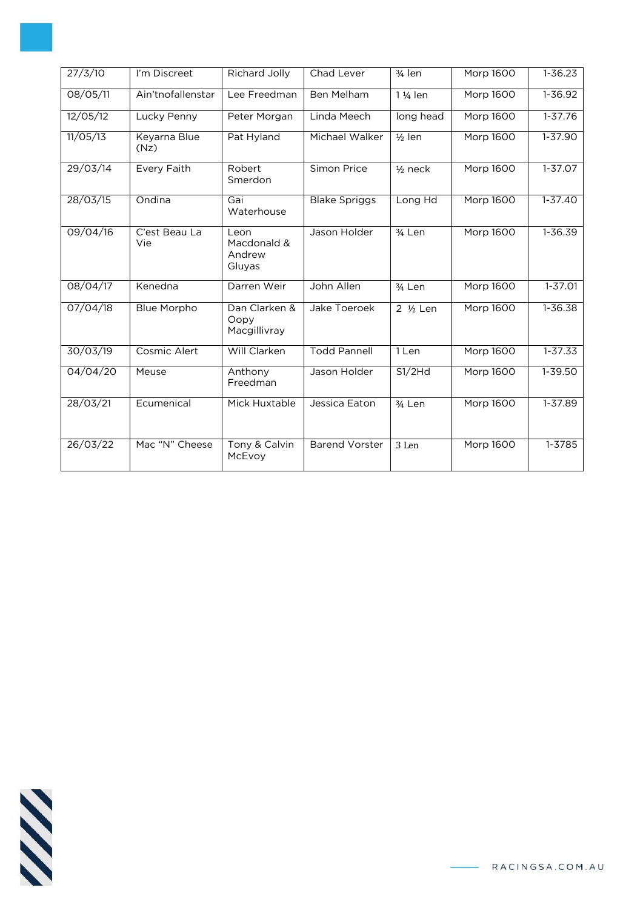| | | | | | | |
|---|---|---|---|---|---|---|
| 27/3/10 | I'm Discreet | Richard Jolly | Chad Lever | ¾ len | Morp 1600 | 1-36.23 |
| 08/05/11 | Ain'tnofallenstar | Lee Freedman | Ben Melham | 1 ¼ len | Morp 1600 | 1-36.92 |
| 12/05/12 | Lucky Penny | Peter Morgan | Linda Meech | long head | Morp 1600 | 1-37.76 |
| 11/05/13 | Keyarna Blue (Nz) | Pat Hyland | Michael Walker | ½ len | Morp 1600 | 1-37.90 |
| 29/03/14 | Every Faith | Robert Smerdon | Simon Price | ½ neck | Morp 1600 | 1-37.07 |
| 28/03/15 | Ondina | Gai Waterhouse | Blake Spriggs | Long Hd | Morp 1600 | 1-37.40 |
| 09/04/16 | C'est Beau La Vie | Leon Macdonald & Andrew Gluyas | Jason Holder | ¾ Len | Morp 1600 | 1-36.39 |
| 08/04/17 | Kenedna | Darren Weir | John Allen | ¾ Len | Morp 1600 | 1-37.01 |
| 07/04/18 | Blue Morpho | Dan Clarken & Oopy Macgillivray | Jake Toeroek | 2 ½ Len | Morp 1600 | 1-36.38 |
| 30/03/19 | Cosmic Alert | Will Clarken | Todd Pannell | 1 Len | Morp 1600 | 1-37.33 |
| 04/04/20 | Meuse | Anthony Freedman | Jason Holder | S1/2Hd | Morp 1600 | 1-39.50 |
| 28/03/21 | Ecumenical | Mick Huxtable | Jessica Eaton | ¾ Len | Morp 1600 | 1-37.89 |
| 26/03/22 | Mac "N" Cheese | Tony & Calvin McEvoy | Barend Vorster | 3 Len | Morp 1600 | 1-3785 |